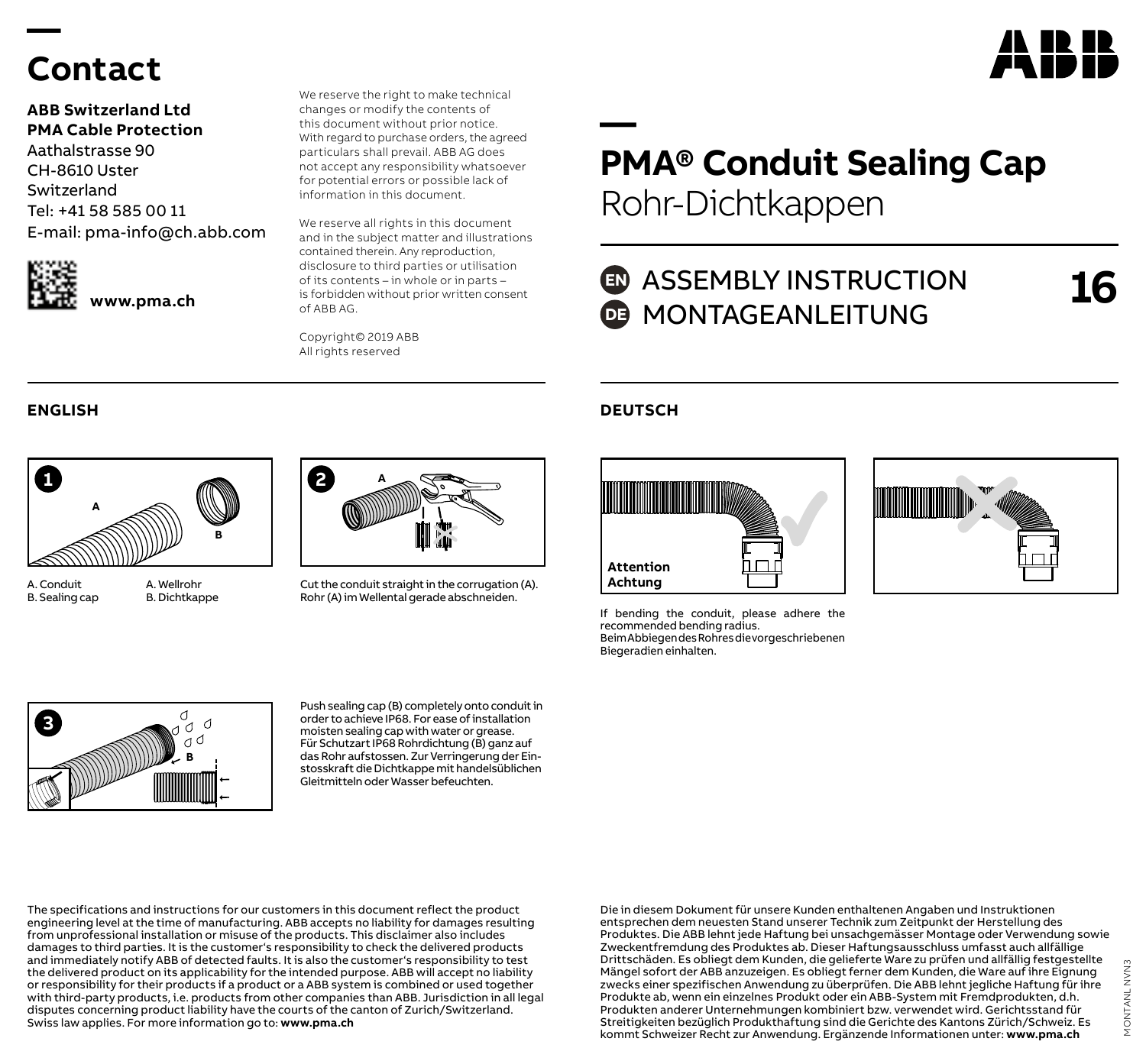# Contact

**ABB Switzerland Ltd**
**PMA Cable Protection**
Aathalstrasse 90
CH-8610 Uster
Switzerland
Tel: +41 58 585 00 11
E-mail: pma-info@ch.abb.com

**www.pma.ch**

We reserve the right to make technical changes or modify the contents of this document without prior notice. With regard to purchase orders, the agreed particulars shall prevail. ABB AG does not accept any responsibility whatsoever for potential errors or possible lack of information in this document.

We reserve all rights in this document and in the subject matter and illustrations contained therein. Any reproduction, disclosure to third parties or utilisation of its contents – in whole or in parts – is forbidden without prior written consent of ABB AG.

Copyright© 2019 ABB
All rights reserved

# PMA® Conduit Sealing Cap
## Rohr-Dichtkappen

**EN** ASSEMBLY INSTRUCTION
**DE** MONTAGEANLEITUNG

**16**

## ENGLISH

**1**

A. Conduit
B. Sealing cap

A. Wellrohr
B. Dichtkappe

**2**

Cut the conduit straight in the corrugation (A).
Rohr (A) im Wellental gerade abschneiden.

**3**

Push sealing cap (B) completely onto conduit in order to achieve IP68. For ease of installation moisten sealing cap with water or grease.
Für Schutzart IP68 Rohrdichtung (B) ganz auf das Rohr aufstossen. Zur Verringerung der Einstosskraft die Dichtkappe mit handelsüblichen Gleitmitteln oder Wasser befeuchten.

## DEUTSCH

**Attention**
**Achtung**

If bending the conduit, please adhere the recommended bending radius.
Beim Abbiegen des Rohres die vorgeschriebenen Biegeradien einhalten.

The specifications and instructions for our customers in this document reflect the product engineering level at the time of manufacturing. ABB accepts no liability for damages resulting from unprofessional installation or misuse of the products. This disclaimer also includes damages to third parties. It is the customer's responsibility to check the delivered products and immediately notify ABB of detected faults. It is also the customer's responsibility to test the delivered product on its applicability for the intended purpose. ABB will accept no liability or responsibility for their products if a product or a ABB system is combined or used together with third-party products, i.e. products from other companies than ABB. Jurisdiction in all legal disputes concerning product liability have the courts of the canton of Zurich/Switzerland. Swiss law applies. For more information go to: **www.pma.ch**

Die in diesem Dokument für unsere Kunden enthaltenen Angaben und Instruktionen entsprechen dem neuesten Stand unserer Technik zum Zeitpunkt der Herstellung des Produktes. Die ABB lehnt jede Haftung bei unsachgemässer Montage oder Verwendung sowie Zweckentfremdung des Produktes ab. Dieser Haftungsausschluss umfasst auch allfällige Drittschäden. Es obliegt dem Kunden, die gelieferte Ware zu prüfen und allfällig festgestellte Mängel sofort der ABB anzuzeigen. Es obliegt ferner dem Kunden, die Ware auf ihre Eignung zwecks einer spezifischen Anwendung zu überprüfen. Die ABB lehnt jegliche Haftung für ihre Produkte ab, wenn ein einzelnes Produkt oder ein ABB-System mit Fremdprodukten, d.h. Produkten anderer Unternehmungen kombiniert bzw. verwendet wird. Gerichtsstand für Streitigkeiten bezüglich Produkthaftung sind die Gerichte des Kantons Zürich/Schweiz. Es kommt Schweizer Recht zur Anwendung. Ergänzende Informationen unter: **www.pma.ch**

MONTANL NVN3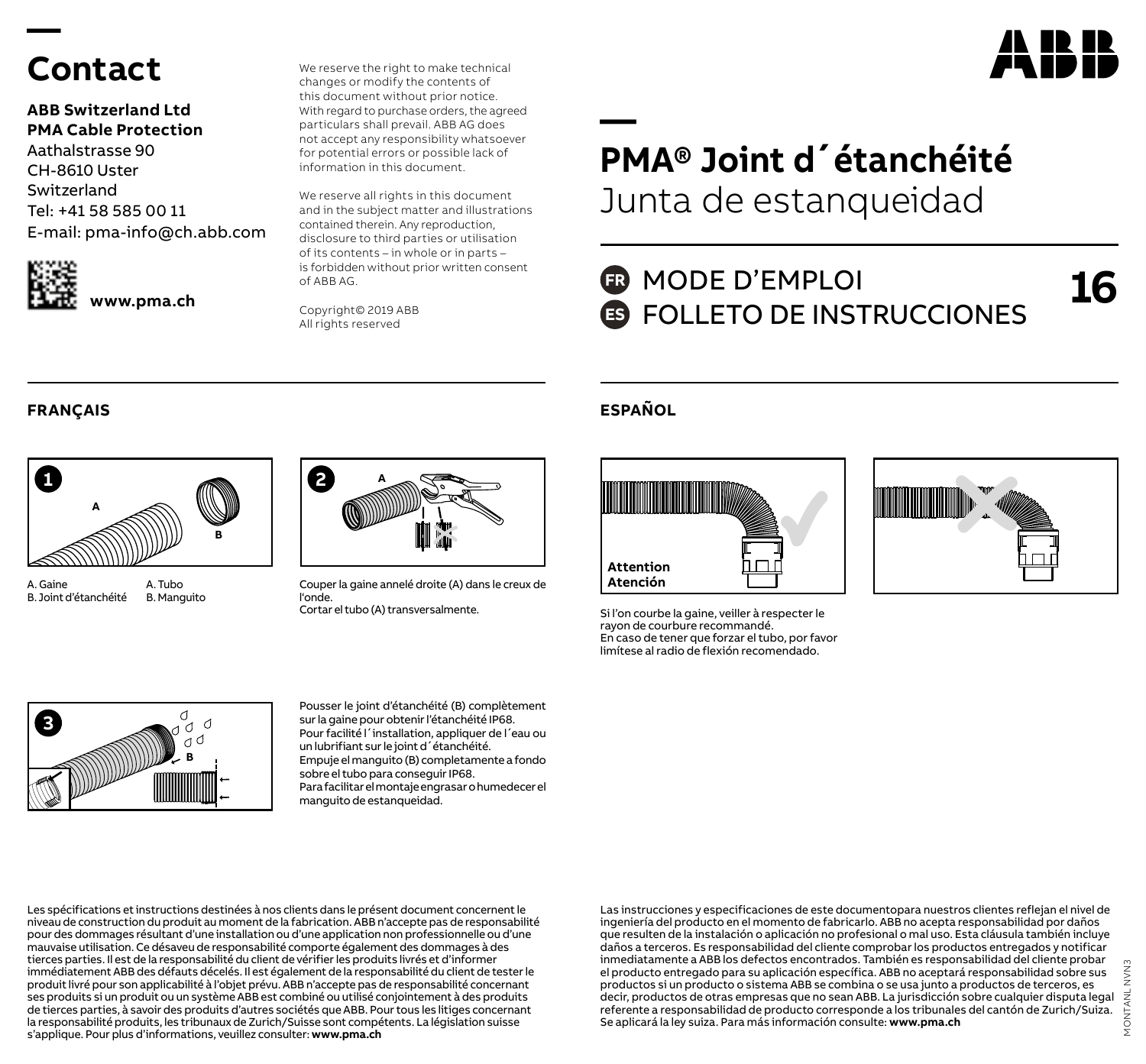# Contact

**ABB Switzerland Ltd**
**PMA Cable Protection**
Aathalstrasse 90
CH-8610 Uster
Switzerland
Tel: +41 58 585 00 11
E-mail: pma-info@ch.abb.com

**www.pma.ch**

We reserve the right to make technical changes or modify the contents of this document without prior notice. With regard to purchase orders, the agreed particulars shall prevail. ABB AG does not accept any responsibility whatsoever for potential errors or possible lack of information in this document.

We reserve all rights in this document and in the subject matter and illustrations contained therein. Any reproduction, disclosure to third parties or utilisation of its contents – in whole or in parts – is forbidden without prior written consent of ABB AG.

Copyright© 2019 ABB
All rights reserved

# PMA® Joint d´étanchéité
Junta de estanqueidad

FR MODE D'EMPLOI
ES FOLLETO DE INSTRUCCIONES

**16**

## FRANÇAIS

1

A. Gaine
B. Joint d'étanchéité

A. Tubo
B. Manguito

2

Couper la gaine annelé droite (A) dans le creux de l'onde.
Cortar el tubo (A) transversalmente.

3

Pousser le joint d'étanchéité (B) complètement sur la gaine pour obtenir l'étanchéité IP68.
Pour facilité l´installation, appliquer de l´eau ou un lubrifiant sur le joint d´étanchéité.
Empuje el manguito (B) completamente a fondo sobre el tubo para conseguir IP68.
Para facilitar el montaje engrasar o humedecer el manguito de estanqueidad.

## ESPAÑOL

**Attention**
**Atención**

Si l'on courbe la gaine, veiller à respecter le rayon de courbure recommandé.
En caso de tener que forzar el tubo, por favor limítese al radio de flexión recomendado.

Les spécifications et instructions destinées à nos clients dans le présent document concernent le niveau de construction du produit au moment de la fabrication. ABB n'accepte pas de responsabilité pour des dommages résultant d'une installation ou d'une application non professionnelle ou d'une mauvaise utilisation. Ce désaveu de responsabilité comporte également des dommages à des tierces parties. Il est de la responsabilité du client de vérifier les produits livrés et d'informer immédiatement ABB des défauts décelés. Il est également de la responsabilité du client de tester le produit livré pour son applicabilité à l'objet prévu. ABB n'accepte pas de responsabilité concernant ses produits si un produit ou un système ABB est combiné ou utilisé conjointement à des produits de tierces parties, à savoir des produits d'autres sociétés que ABB. Pour tous les litiges concernant la responsabilité produits, les tribunaux de Zurich/Suisse sont compétents. La législation suisse s'applique. Pour plus d'informations, veuillez consulter: **www.pma.ch**

Las instrucciones y especificaciones de este documentopara nuestros clientes reflejan el nivel de ingeniería del producto en el momento de fabricarlo. ABB no acepta responsabilidad por daños que resulten de la instalación o aplicación no profesional o mal uso. Esta cláusula también incluye daños a terceros. Es responsabilidad del cliente comprobar los productos entregados y notificar inmediatamente a ABB los defectos encontrados. También es responsabilidad del cliente probar el producto entregado para su aplicación específica. ABB no aceptará responsabilidad sobre sus productos si un producto o sistema ABB se combina o se usa junto a productos de terceros, es decir, productos de otras empresas que no sean ABB. La jurisdicción sobre cualquier disputa legal referente a responsabilidad de producto corresponde a los tribunales del cantón de Zurich/Suiza. Se aplicará la ley suiza. Para más información consulte: **www.pma.ch**

MONTANL NVN3